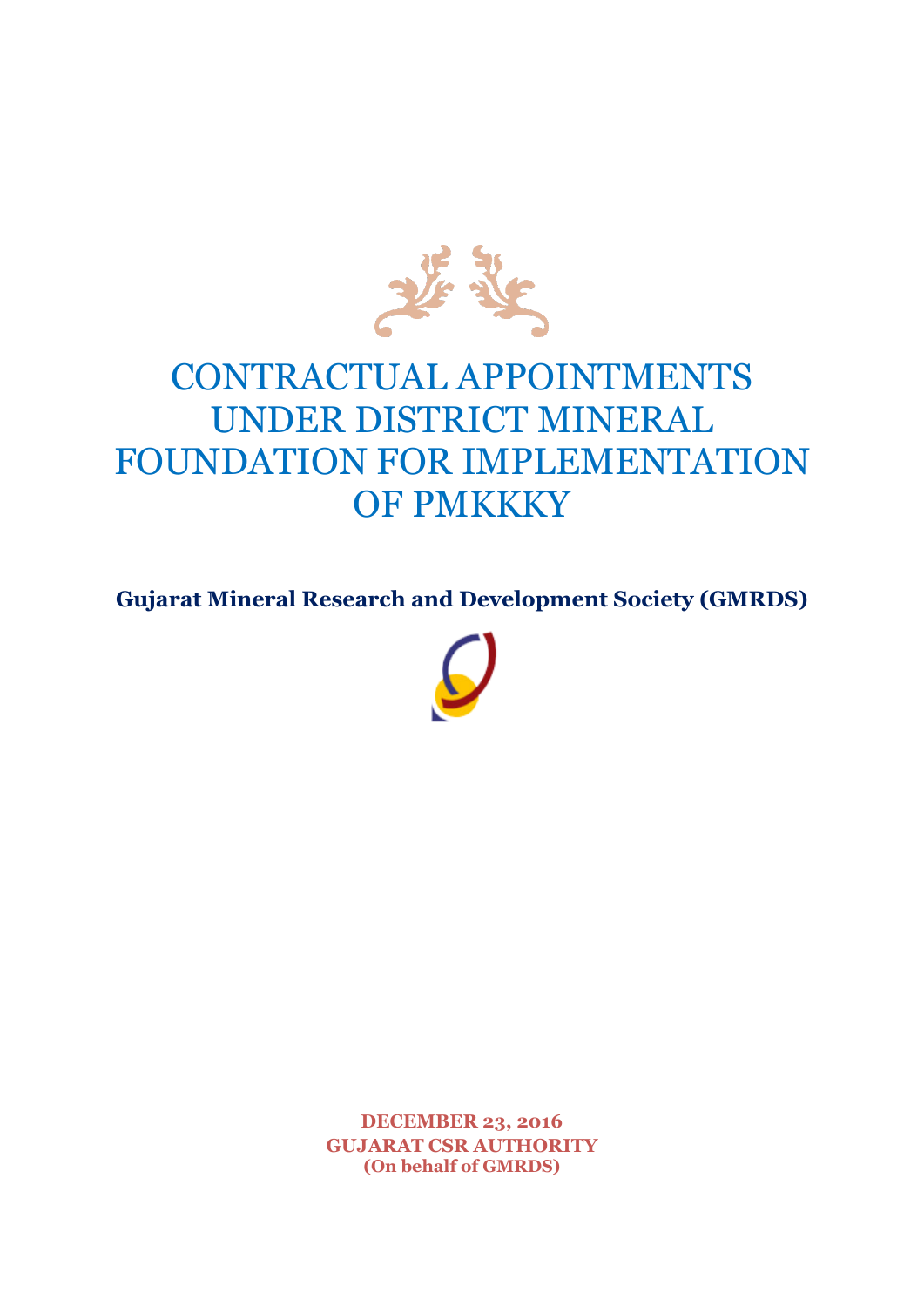# CONTRACTUAL APPOINTMENTS UNDER DISTRICT MINERAL FOUNDATION FOR IMPLEMENTATION OF PMKKKY

**Gujarat Mineral Research and Development Society (GMRDS)**

**DECEMBER 23, 2016**
**GUJARAT CSR AUTHORITY**
**(On behalf of GMRDS)**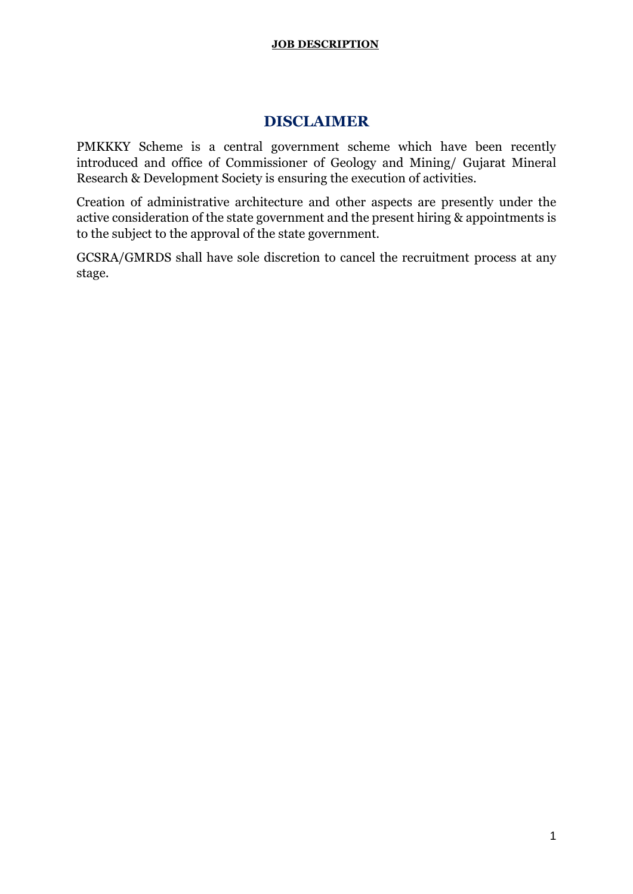# DISCLAIMER

PMKKKY Scheme is a central government scheme which have been recently introduced and office of Commissioner of Geology and Mining/ Gujarat Mineral Research & Development Society is ensuring the execution of activities.

Creation of administrative architecture and other aspects are presently under the active consideration of the state government and the present hiring & appointments is to the subject to the approval of the state government.

GCSRA/GMRDS shall have sole discretion to cancel the recruitment process at any stage.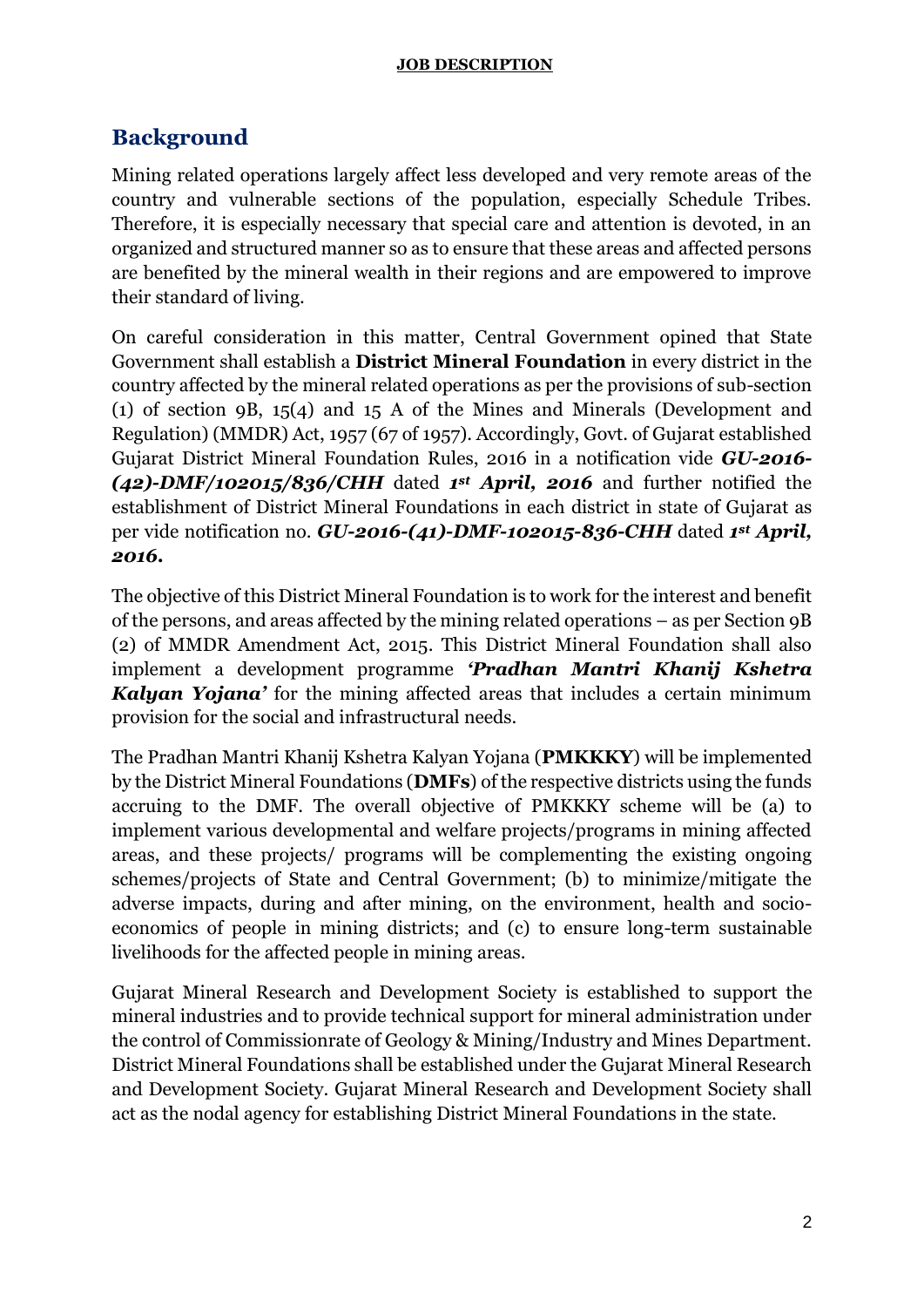**JOB DESCRIPTION**

## Background

Mining related operations largely affect less developed and very remote areas of the country and vulnerable sections of the population, especially Schedule Tribes. Therefore, it is especially necessary that special care and attention is devoted, in an organized and structured manner so as to ensure that these areas and affected persons are benefited by the mineral wealth in their regions and are empowered to improve their standard of living.

On careful consideration in this matter, Central Government opined that State Government shall establish a **District Mineral Foundation** in every district in the country affected by the mineral related operations as per the provisions of sub-section (1) of section 9B, 15(4) and 15 A of the Mines and Minerals (Development and Regulation) (MMDR) Act, 1957 (67 of 1957). Accordingly, Govt. of Gujarat established Gujarat District Mineral Foundation Rules, 2016 in a notification vide ***GU-2016-(42)-DMF/102015/836/CHH*** dated ***1st April, 2016*** and further notified the establishment of District Mineral Foundations in each district in state of Gujarat as per vide notification no. ***GU-2016-(41)-DMF-102015-836-CHH*** dated ***1st April, 2016.***

The objective of this District Mineral Foundation is to work for the interest and benefit of the persons, and areas affected by the mining related operations – as per Section 9B (2) of MMDR Amendment Act, 2015. This District Mineral Foundation shall also implement a development programme ***'Pradhan Mantri Khanij Kshetra Kalyan Yojana'*** for the mining affected areas that includes a certain minimum provision for the social and infrastructural needs.

The Pradhan Mantri Khanij Kshetra Kalyan Yojana (**PMKKKY**) will be implemented by the District Mineral Foundations (**DMFs**) of the respective districts using the funds accruing to the DMF. The overall objective of PMKKKY scheme will be (a) to implement various developmental and welfare projects/programs in mining affected areas, and these projects/ programs will be complementing the existing ongoing schemes/projects of State and Central Government; (b) to minimize/mitigate the adverse impacts, during and after mining, on the environment, health and socio-economics of people in mining districts; and (c) to ensure long-term sustainable livelihoods for the affected people in mining areas.

Gujarat Mineral Research and Development Society is established to support the mineral industries and to provide technical support for mineral administration under the control of Commissionrate of Geology & Mining/Industry and Mines Department. District Mineral Foundations shall be established under the Gujarat Mineral Research and Development Society. Gujarat Mineral Research and Development Society shall act as the nodal agency for establishing District Mineral Foundations in the state.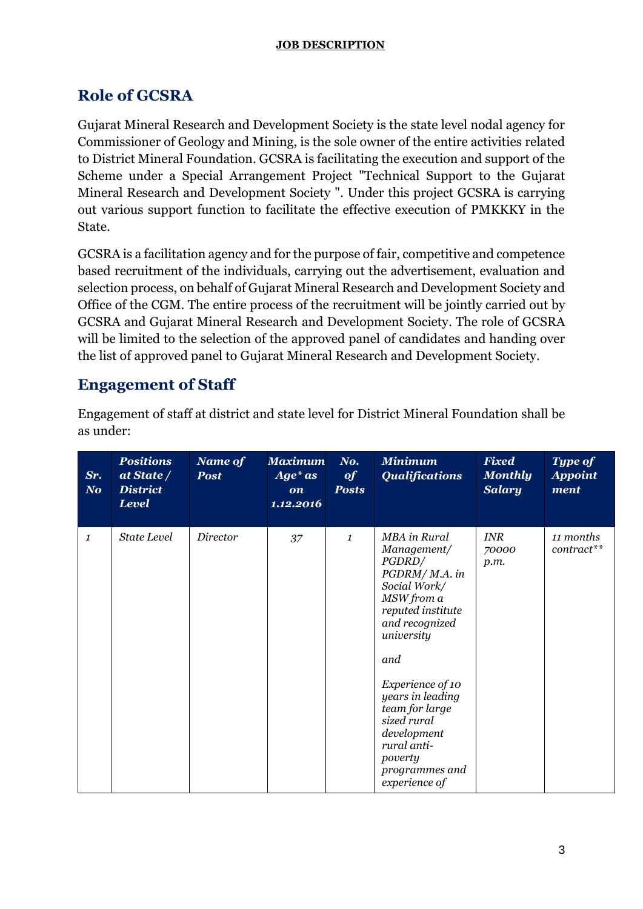**JOB DESCRIPTION**

## Role of GCSRA

Gujarat Mineral Research and Development Society is the state level nodal agency for Commissioner of Geology and Mining, is the sole owner of the entire activities related to District Mineral Foundation. GCSRA is facilitating the execution and support of the Scheme under a Special Arrangement Project "Technical Support to the Gujarat Mineral Research and Development Society ". Under this project GCSRA is carrying out various support function to facilitate the effective execution of PMKKKY in the State.

GCSRA is a facilitation agency and for the purpose of fair, competitive and competence based recruitment of the individuals, carrying out the advertisement, evaluation and selection process, on behalf of Gujarat Mineral Research and Development Society and Office of the CGM. The entire process of the recruitment will be jointly carried out by GCSRA and Gujarat Mineral Research and Development Society. The role of GCSRA will be limited to the selection of the approved panel of candidates and handing over the list of approved panel to Gujarat Mineral Research and Development Society.

## Engagement of Staff

Engagement of staff at district and state level for District Mineral Foundation shall be as under:

| Sr. No | Positions at State / District Level | Name of Post | Maximum Age* as on 1.12.2016 | No. of Posts | Minimum Qualifications | Fixed Monthly Salary | Type of Appointment |
|---|---|---|---|---|---|---|---|
| *1* | *State Level* | *Director* | *37* | *1* | *MBA in Rural Management/ PGDRD/ PGDRM/ M.A. in Social Work/ MSW from a reputed institute and recognized university*<br><br>*and*<br><br>*Experience of 10 years in leading team for large sized rural development rural anti-poverty programmes and experience of* | *INR 70000 p.m.* | *11 months contract*** |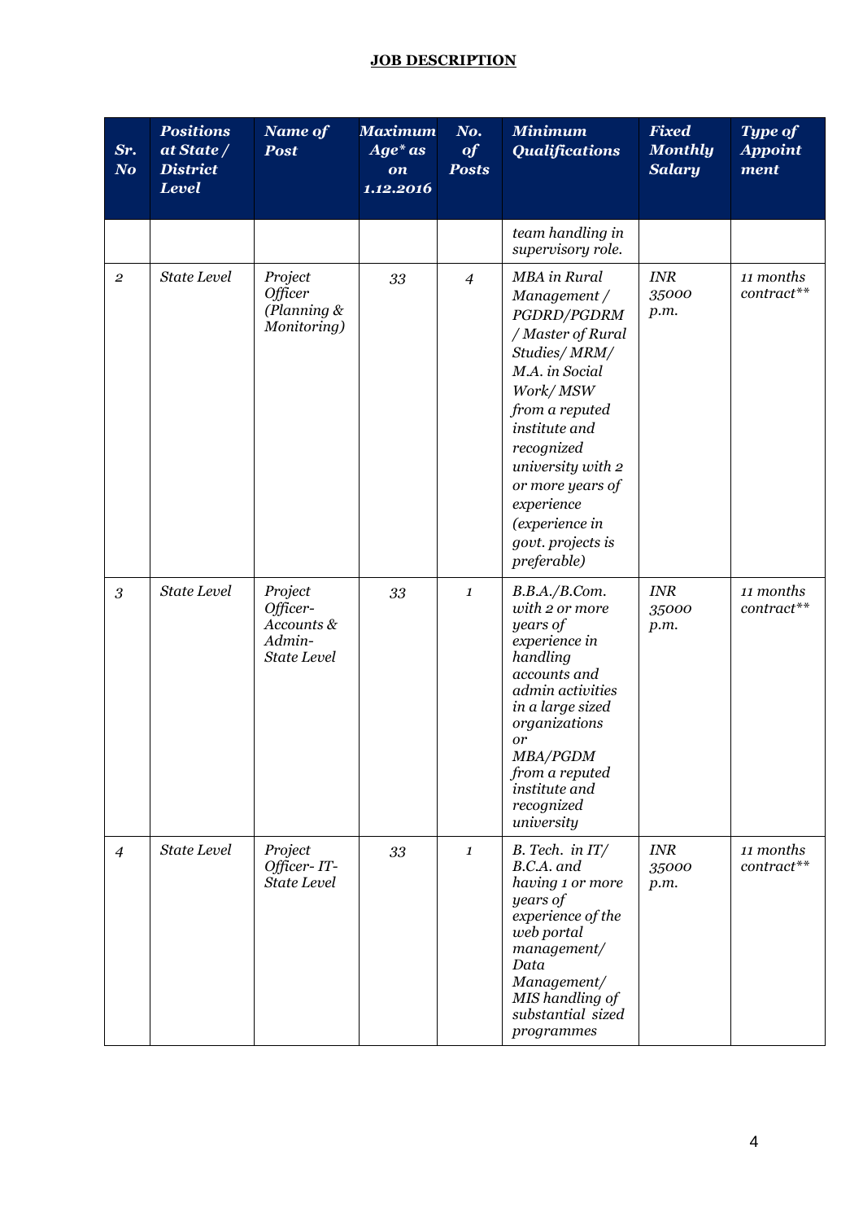**JOB DESCRIPTION**

| ***Sr. No*** | ***Positions at State / District Level*** | ***Name of Post*** | ***Maximum Age* as on 1.12.2016*** | ***No. of Posts*** | ***Minimum Qualifications*** | ***Fixed Monthly Salary*** | ***Type of Appointment*** |
|---|---|---|---|---|---|---|---|
| | | | | | *team handling in supervisory role.* | | |
| *2* | *State Level* | *Project Officer (Planning & Monitoring)* | *33* | *4* | *MBA in Rural Management / PGDRD/PGDRM / Master of Rural Studies/ MRM/ M.A. in Social Work/ MSW from a reputed institute and recognized university with 2 or more years of experience (experience in govt. projects is preferable)* | *INR 35000 p.m.* | *11 months contract***\** |
| *3* | *State Level* | *Project Officer- Accounts & Admin- State Level* | *33* | *1* | *B.B.A./B.Com. with 2 or more years of experience in handling accounts and admin activities in a large sized organizations or MBA/PGDM from a reputed institute and recognized university* | *INR 35000 p.m.* | *11 months contract*** |
| *4* | *State Level* | *Project Officer- IT- State Level* | *33* | *1* | *B. Tech. in IT/ B.C.A. and having 1 or more years of experience of the web portal management/ Data Management/ MIS handling of substantial sized programmes* | *INR 35000 p.m.* | *11 months contract*** |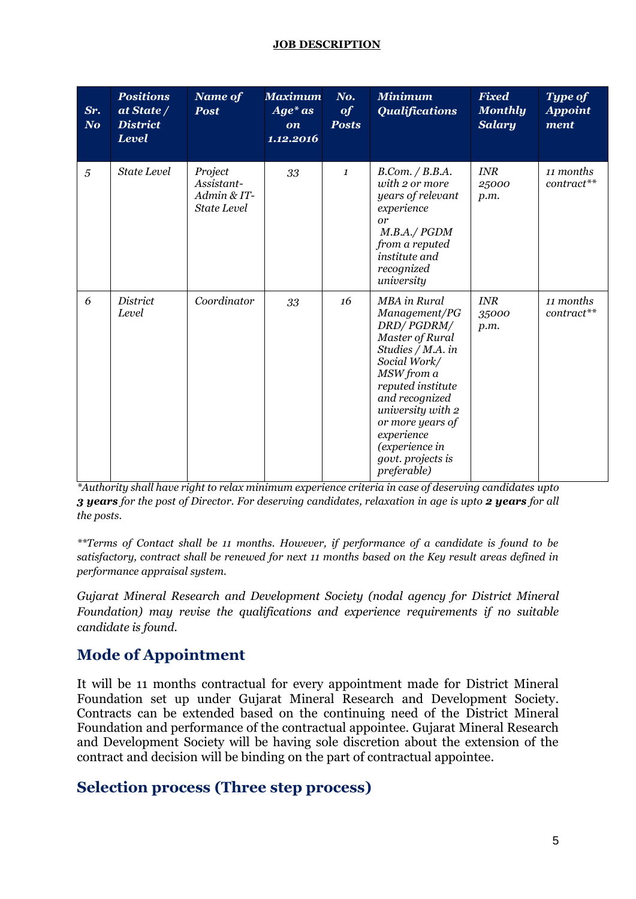**JOB DESCRIPTION**

| *Sr. No* | *Positions at State / District Level* | *Name of Post* | *Maximum Age* as on 1.12.2016* | *No. of Posts* | *Minimum Qualifications* | *Fixed Monthly Salary* | *Type of Appointment* |
|---|---|---|---|---|---|---|---|
| *5* | *State Level* | *Project Assistant-Admin & IT-State Level* | *33* | *1* | *B.Com. / B.B.A. with 2 or more years of relevant experience or M.B.A./ PGDM from a reputed institute and recognized university* | *INR 25000 p.m.* | *11 months contract*** |
| *6* | *District Level* | *Coordinator* | *33* | *16* | *MBA in Rural Management/PGDRD/ PGDRM/ Master of Rural Studies / M.A. in Social Work/ MSW from a reputed institute and recognized university with 2 or more years of experience (experience in govt. projects is preferable)* | *INR 35000 p.m.* | *11 months contract*** |

*\*Authority shall have right to relax minimum experience criteria in case of deserving candidates upto **3 years** for the post of Director. For deserving candidates, relaxation in age is upto **2 years** for all the posts.*

*\*\*Terms of Contact shall be 11 months. However, if performance of a candidate is found to be satisfactory, contract shall be renewed for next 11 months based on the Key result areas defined in performance appraisal system.*

*Gujarat Mineral Research and Development Society (nodal agency for District Mineral Foundation) may revise the qualifications and experience requirements if no suitable candidate is found.*

## Mode of Appointment

It will be 11 months contractual for every appointment made for District Mineral Foundation set up under Gujarat Mineral Research and Development Society. Contracts can be extended based on the continuing need of the District Mineral Foundation and performance of the contractual appointee. Gujarat Mineral Research and Development Society will be having sole discretion about the extension of the contract and decision will be binding on the part of contractual appointee.

## Selection process (Three step process)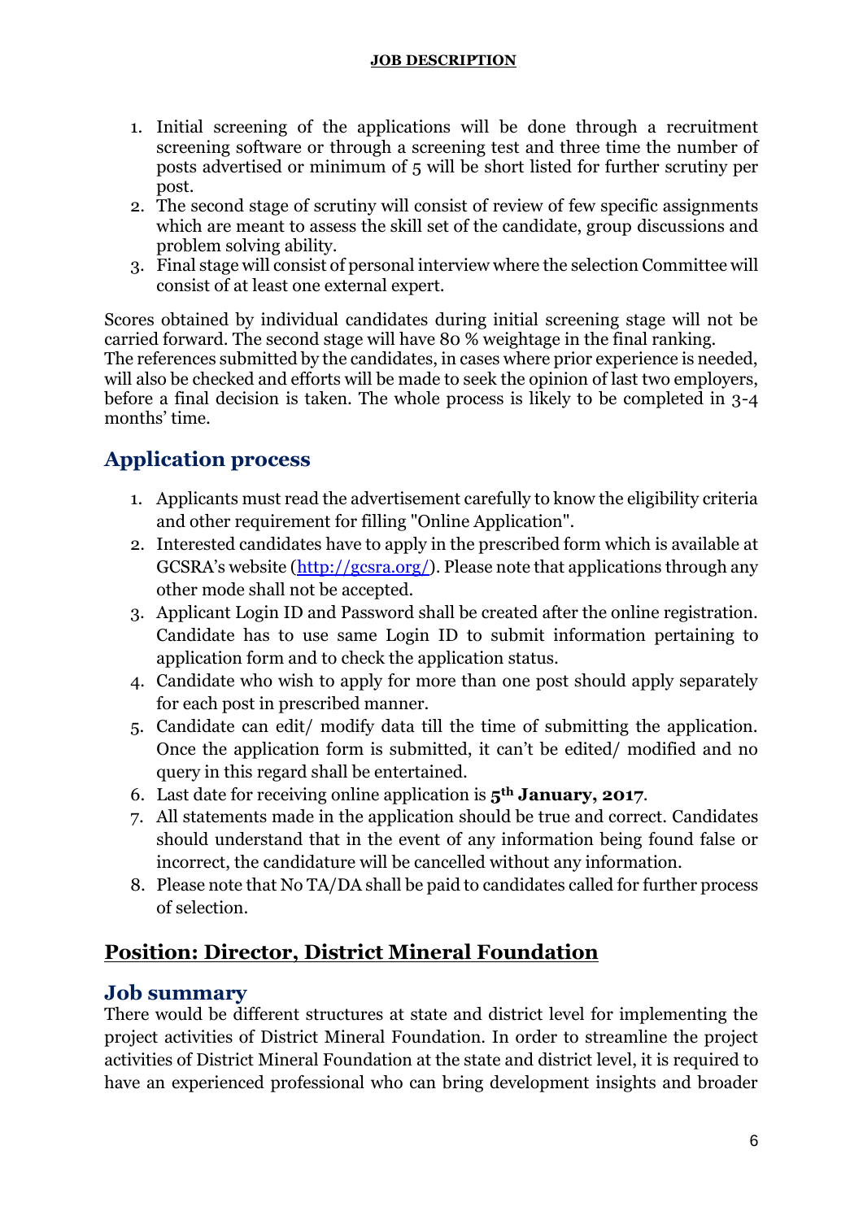**JOB DESCRIPTION**

1. Initial screening of the applications will be done through a recruitment screening software or through a screening test and three time the number of posts advertised or minimum of 5 will be short listed for further scrutiny per post.
2. The second stage of scrutiny will consist of review of few specific assignments which are meant to assess the skill set of the candidate, group discussions and problem solving ability.
3. Final stage will consist of personal interview where the selection Committee will consist of at least one external expert.

Scores obtained by individual candidates during initial screening stage will not be carried forward. The second stage will have 80 % weightage in the final ranking.
The references submitted by the candidates, in cases where prior experience is needed, will also be checked and efforts will be made to seek the opinion of last two employers, before a final decision is taken. The whole process is likely to be completed in 3-4 months' time.

## Application process

1. Applicants must read the advertisement carefully to know the eligibility criteria and other requirement for filling "Online Application".
2. Interested candidates have to apply in the prescribed form which is available at GCSRA's website (http://gcsra.org/). Please note that applications through any other mode shall not be accepted.
3. Applicant Login ID and Password shall be created after the online registration. Candidate has to use same Login ID to submit information pertaining to application form and to check the application status.
4. Candidate who wish to apply for more than one post should apply separately for each post in prescribed manner.
5. Candidate can edit/ modify data till the time of submitting the application. Once the application form is submitted, it can't be edited/ modified and no query in this regard shall be entertained.
6. Last date for receiving online application is **5th January, 2017**.
7. All statements made in the application should be true and correct. Candidates should understand that in the event of any information being found false or incorrect, the candidature will be cancelled without any information.
8. Please note that No TA/DA shall be paid to candidates called for further process of selection.

## Position: Director, District Mineral Foundation

### Job summary

There would be different structures at state and district level for implementing the project activities of District Mineral Foundation. In order to streamline the project activities of District Mineral Foundation at the state and district level, it is required to have an experienced professional who can bring development insights and broader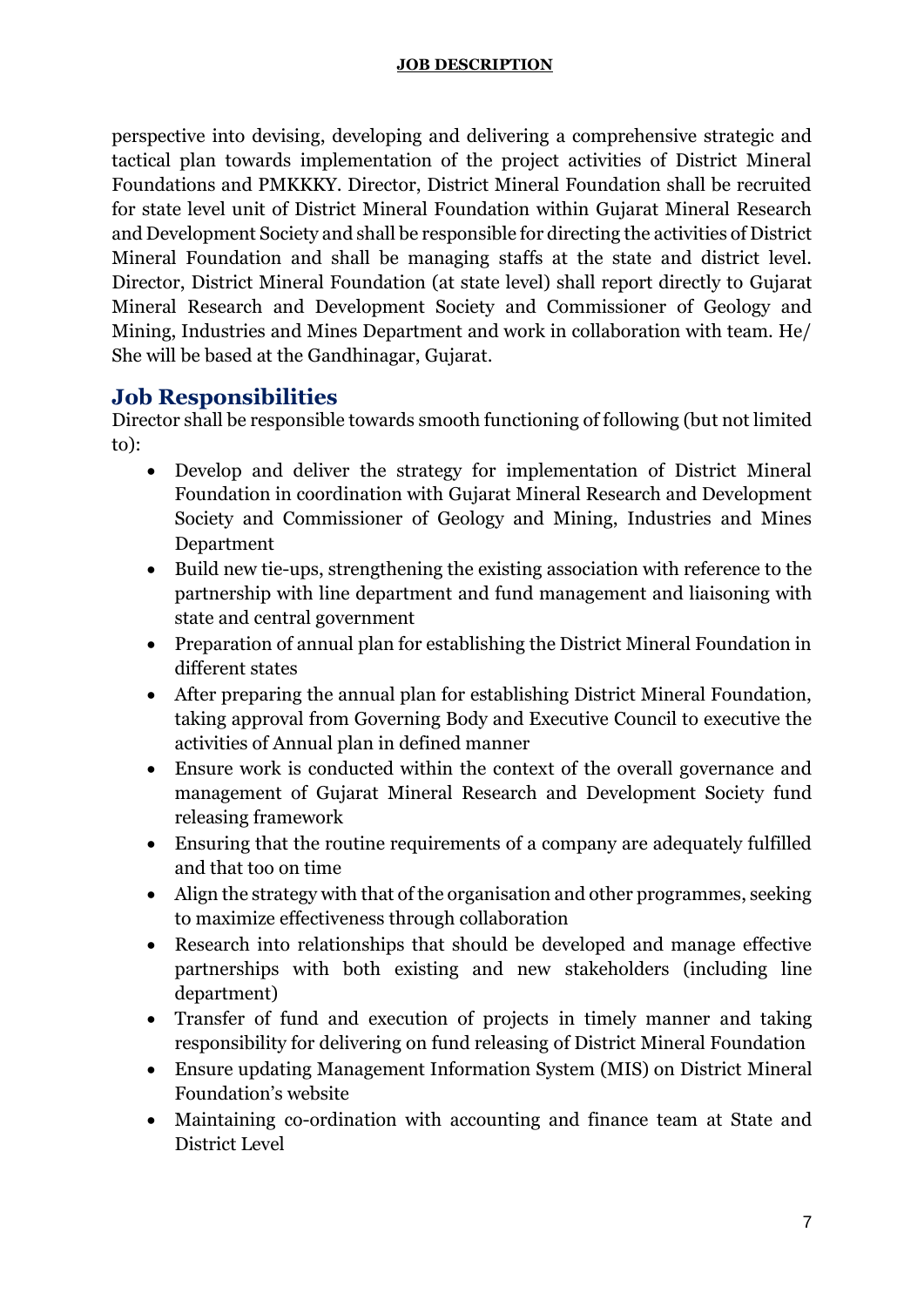perspective into devising, developing and delivering a comprehensive strategic and tactical plan towards implementation of the project activities of District Mineral Foundations and PMKKKY. Director, District Mineral Foundation shall be recruited for state level unit of District Mineral Foundation within Gujarat Mineral Research and Development Society and shall be responsible for directing the activities of District Mineral Foundation and shall be managing staffs at the state and district level. Director, District Mineral Foundation (at state level) shall report directly to Gujarat Mineral Research and Development Society and Commissioner of Geology and Mining, Industries and Mines Department and work in collaboration with team. He/ She will be based at the Gandhinagar, Gujarat.

## Job Responsibilities

Director shall be responsible towards smooth functioning of following (but not limited to):

- Develop and deliver the strategy for implementation of District Mineral Foundation in coordination with Gujarat Mineral Research and Development Society and Commissioner of Geology and Mining, Industries and Mines Department
- Build new tie-ups, strengthening the existing association with reference to the partnership with line department and fund management and liaisoning with state and central government
- Preparation of annual plan for establishing the District Mineral Foundation in different states
- After preparing the annual plan for establishing District Mineral Foundation, taking approval from Governing Body and Executive Council to executive the activities of Annual plan in defined manner
- Ensure work is conducted within the context of the overall governance and management of Gujarat Mineral Research and Development Society fund releasing framework
- Ensuring that the routine requirements of a company are adequately fulfilled and that too on time
- Align the strategy with that of the organisation and other programmes, seeking to maximize effectiveness through collaboration
- Research into relationships that should be developed and manage effective partnerships with both existing and new stakeholders (including line department)
- Transfer of fund and execution of projects in timely manner and taking responsibility for delivering on fund releasing of District Mineral Foundation
- Ensure updating Management Information System (MIS) on District Mineral Foundation's website
- Maintaining co-ordination with accounting and finance team at State and District Level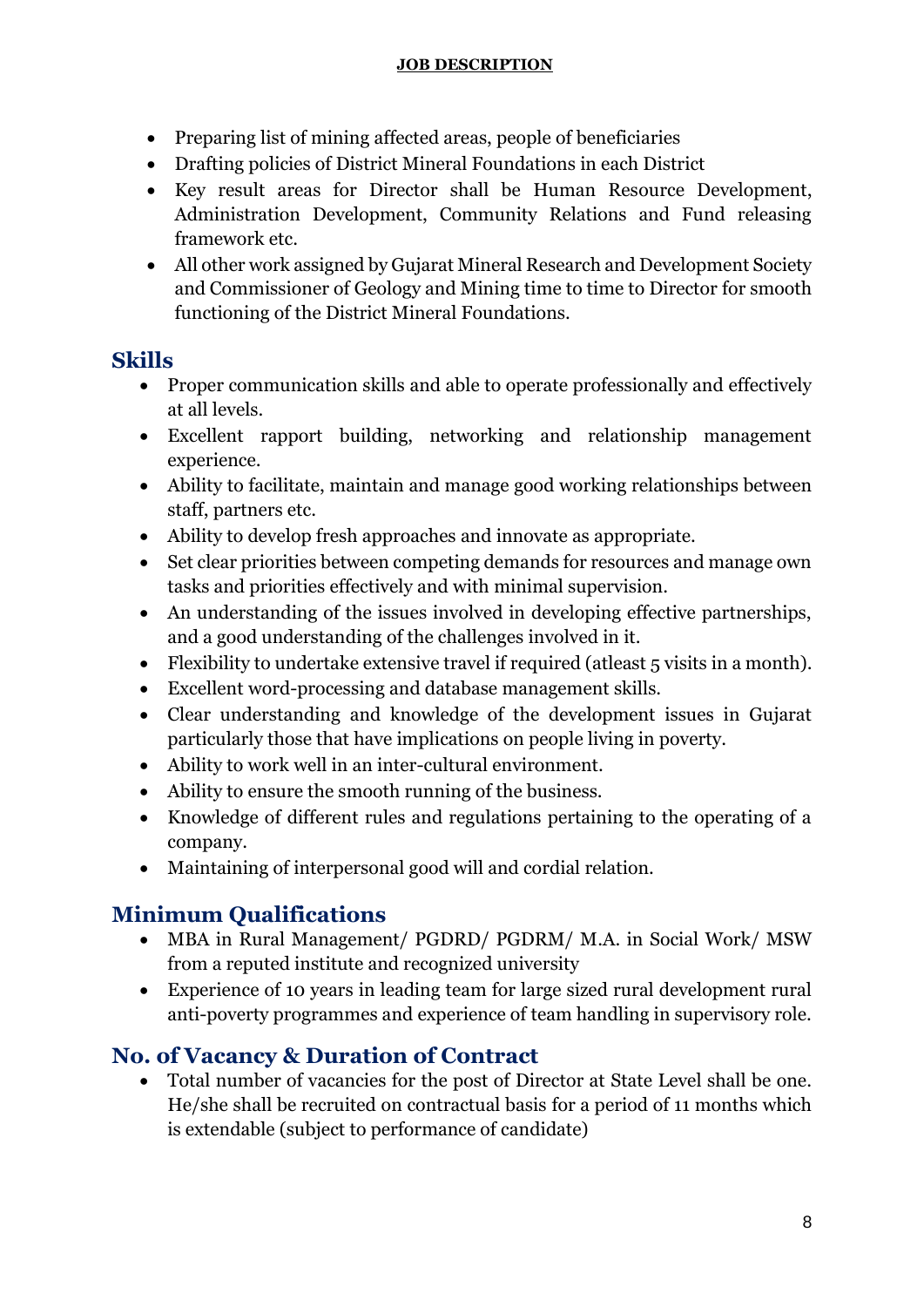**JOB DESCRIPTION**

- Preparing list of mining affected areas, people of beneficiaries
- Drafting policies of District Mineral Foundations in each District
- Key result areas for Director shall be Human Resource Development, Administration Development, Community Relations and Fund releasing framework etc.
- All other work assigned by Gujarat Mineral Research and Development Society and Commissioner of Geology and Mining time to time to Director for smooth functioning of the District Mineral Foundations.

## Skills

- Proper communication skills and able to operate professionally and effectively at all levels.
- Excellent rapport building, networking and relationship management experience.
- Ability to facilitate, maintain and manage good working relationships between staff, partners etc.
- Ability to develop fresh approaches and innovate as appropriate.
- Set clear priorities between competing demands for resources and manage own tasks and priorities effectively and with minimal supervision.
- An understanding of the issues involved in developing effective partnerships, and a good understanding of the challenges involved in it.
- Flexibility to undertake extensive travel if required (atleast 5 visits in a month).
- Excellent word-processing and database management skills.
- Clear understanding and knowledge of the development issues in Gujarat particularly those that have implications on people living in poverty.
- Ability to work well in an inter-cultural environment.
- Ability to ensure the smooth running of the business.
- Knowledge of different rules and regulations pertaining to the operating of a company.
- Maintaining of interpersonal good will and cordial relation.

## Minimum Qualifications

- MBA in Rural Management/ PGDRD/ PGDRM/ M.A. in Social Work/ MSW from a reputed institute and recognized university
- Experience of 10 years in leading team for large sized rural development rural anti-poverty programmes and experience of team handling in supervisory role.

## No. of Vacancy & Duration of Contract

- Total number of vacancies for the post of Director at State Level shall be one. He/she shall be recruited on contractual basis for a period of 11 months which is extendable (subject to performance of candidate)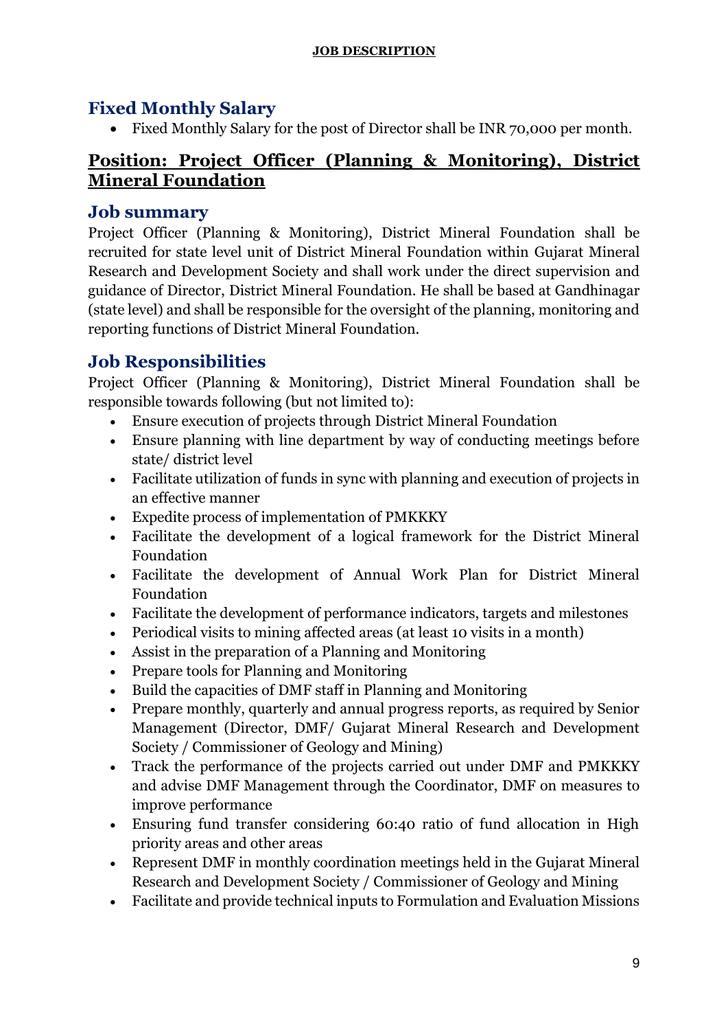**JOB DESCRIPTION**

## Fixed Monthly Salary

- Fixed Monthly Salary for the post of Director shall be INR 70,000 per month.

## Position: Project Officer (Planning & Monitoring), District Mineral Foundation

## Job summary

Project Officer (Planning & Monitoring), District Mineral Foundation shall be recruited for state level unit of District Mineral Foundation within Gujarat Mineral Research and Development Society and shall work under the direct supervision and guidance of Director, District Mineral Foundation. He shall be based at Gandhinagar (state level) and shall be responsible for the oversight of the planning, monitoring and reporting functions of District Mineral Foundation.

## Job Responsibilities

Project Officer (Planning & Monitoring), District Mineral Foundation shall be responsible towards following (but not limited to):

- Ensure execution of projects through District Mineral Foundation
- Ensure planning with line department by way of conducting meetings before state/ district level
- Facilitate utilization of funds in sync with planning and execution of projects in an effective manner
- Expedite process of implementation of PMKKKY
- Facilitate the development of a logical framework for the District Mineral Foundation
- Facilitate the development of Annual Work Plan for District Mineral Foundation
- Facilitate the development of performance indicators, targets and milestones
- Periodical visits to mining affected areas (at least 10 visits in a month)
- Assist in the preparation of a Planning and Monitoring
- Prepare tools for Planning and Monitoring
- Build the capacities of DMF staff in Planning and Monitoring
- Prepare monthly, quarterly and annual progress reports, as required by Senior Management (Director, DMF/ Gujarat Mineral Research and Development Society / Commissioner of Geology and Mining)
- Track the performance of the projects carried out under DMF and PMKKKY and advise DMF Management through the Coordinator, DMF on measures to improve performance
- Ensuring fund transfer considering 60:40 ratio of fund allocation in High priority areas and other areas
- Represent DMF in monthly coordination meetings held in the Gujarat Mineral Research and Development Society / Commissioner of Geology and Mining
- Facilitate and provide technical inputs to Formulation and Evaluation Missions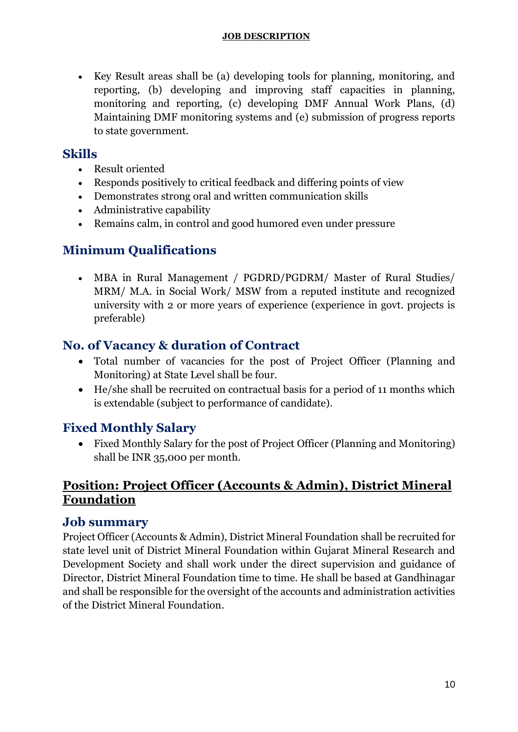- Key Result areas shall be (a) developing tools for planning, monitoring, and reporting, (b) developing and improving staff capacities in planning, monitoring and reporting, (c) developing DMF Annual Work Plans, (d) Maintaining DMF monitoring systems and (e) submission of progress reports to state government.

## Skills

- Result oriented
- Responds positively to critical feedback and differing points of view
- Demonstrates strong oral and written communication skills
- Administrative capability
- Remains calm, in control and good humored even under pressure

## Minimum Qualifications

- MBA in Rural Management / PGDRD/PGDRM/ Master of Rural Studies/ MRM/ M.A. in Social Work/ MSW from a reputed institute and recognized university with 2 or more years of experience (experience in govt. projects is preferable)

## No. of Vacancy & duration of Contract

- Total number of vacancies for the post of Project Officer (Planning and Monitoring) at State Level shall be four.
- He/she shall be recruited on contractual basis for a period of 11 months which is extendable (subject to performance of candidate).

## Fixed Monthly Salary

- Fixed Monthly Salary for the post of Project Officer (Planning and Monitoring) shall be INR 35,000 per month.

# Position: Project Officer (Accounts & Admin), District Mineral Foundation

## Job summary

Project Officer (Accounts & Admin), District Mineral Foundation shall be recruited for state level unit of District Mineral Foundation within Gujarat Mineral Research and Development Society and shall work under the direct supervision and guidance of Director, District Mineral Foundation time to time. He shall be based at Gandhinagar and shall be responsible for the oversight of the accounts and administration activities of the District Mineral Foundation.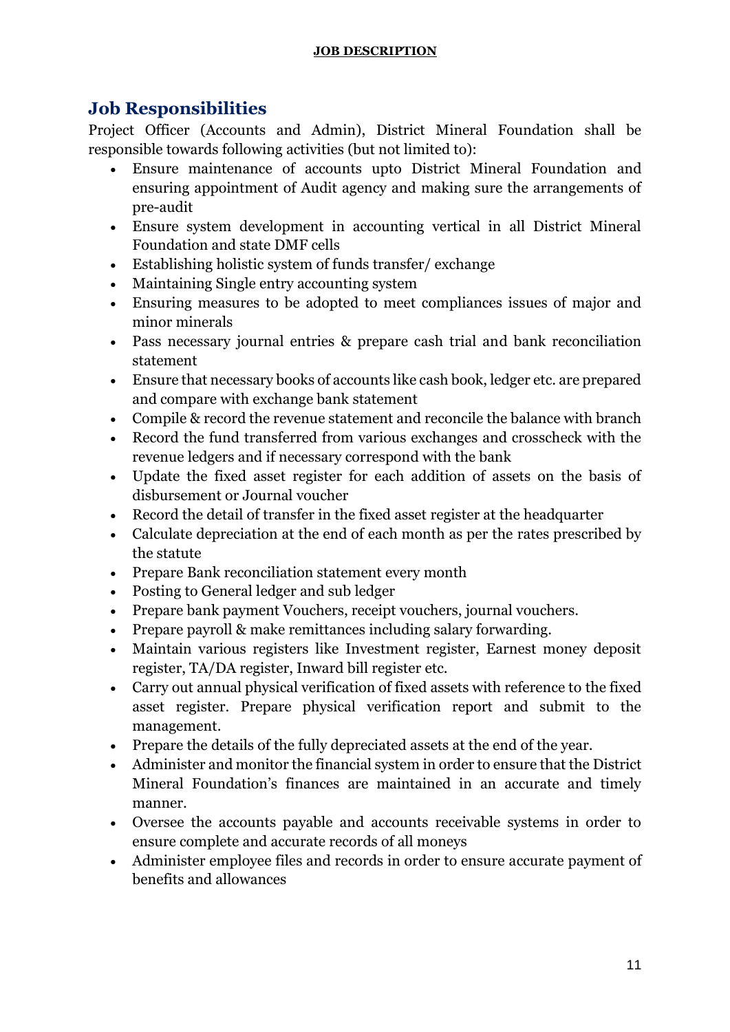**JOB DESCRIPTION**

## Job Responsibilities

Project Officer (Accounts and Admin), District Mineral Foundation shall be responsible towards following activities (but not limited to):

- Ensure maintenance of accounts upto District Mineral Foundation and ensuring appointment of Audit agency and making sure the arrangements of pre-audit
- Ensure system development in accounting vertical in all District Mineral Foundation and state DMF cells
- Establishing holistic system of funds transfer/ exchange
- Maintaining Single entry accounting system
- Ensuring measures to be adopted to meet compliances issues of major and minor minerals
- Pass necessary journal entries & prepare cash trial and bank reconciliation statement
- Ensure that necessary books of accounts like cash book, ledger etc. are prepared and compare with exchange bank statement
- Compile & record the revenue statement and reconcile the balance with branch
- Record the fund transferred from various exchanges and crosscheck with the revenue ledgers and if necessary correspond with the bank
- Update the fixed asset register for each addition of assets on the basis of disbursement or Journal voucher
- Record the detail of transfer in the fixed asset register at the headquarter
- Calculate depreciation at the end of each month as per the rates prescribed by the statute
- Prepare Bank reconciliation statement every month
- Posting to General ledger and sub ledger
- Prepare bank payment Vouchers, receipt vouchers, journal vouchers.
- Prepare payroll & make remittances including salary forwarding.
- Maintain various registers like Investment register, Earnest money deposit register, TA/DA register, Inward bill register etc.
- Carry out annual physical verification of fixed assets with reference to the fixed asset register. Prepare physical verification report and submit to the management.
- Prepare the details of the fully depreciated assets at the end of the year.
- Administer and monitor the financial system in order to ensure that the District Mineral Foundation's finances are maintained in an accurate and timely manner.
- Oversee the accounts payable and accounts receivable systems in order to ensure complete and accurate records of all moneys
- Administer employee files and records in order to ensure accurate payment of benefits and allowances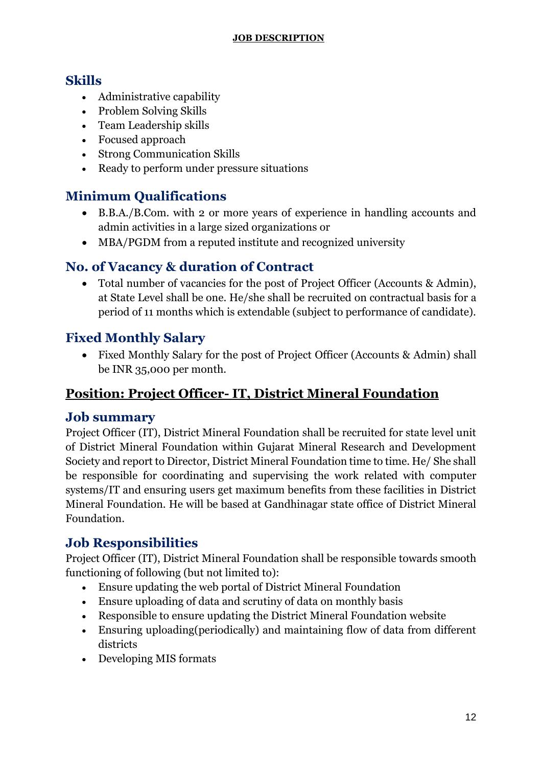**JOB DESCRIPTION**

## Skills

- Administrative capability
- Problem Solving Skills
- Team Leadership skills
- Focused approach
- Strong Communication Skills
- Ready to perform under pressure situations

## Minimum Qualifications

- B.B.A./B.Com. with 2 or more years of experience in handling accounts and admin activities in a large sized organizations or
- MBA/PGDM from a reputed institute and recognized university

## No. of Vacancy & duration of Contract

- Total number of vacancies for the post of Project Officer (Accounts & Admin), at State Level shall be one. He/she shall be recruited on contractual basis for a period of 11 months which is extendable (subject to performance of candidate).

## Fixed Monthly Salary

- Fixed Monthly Salary for the post of Project Officer (Accounts & Admin) shall be INR 35,000 per month.

# Position: Project Officer- IT, District Mineral Foundation

## Job summary

Project Officer (IT), District Mineral Foundation shall be recruited for state level unit of District Mineral Foundation within Gujarat Mineral Research and Development Society and report to Director, District Mineral Foundation time to time. He/ She shall be responsible for coordinating and supervising the work related with computer systems/IT and ensuring users get maximum benefits from these facilities in District Mineral Foundation. He will be based at Gandhinagar state office of District Mineral Foundation.

## Job Responsibilities

Project Officer (IT), District Mineral Foundation shall be responsible towards smooth functioning of following (but not limited to):

- Ensure updating the web portal of District Mineral Foundation
- Ensure uploading of data and scrutiny of data on monthly basis
- Responsible to ensure updating the District Mineral Foundation website
- Ensuring uploading(periodically) and maintaining flow of data from different districts
- Developing MIS formats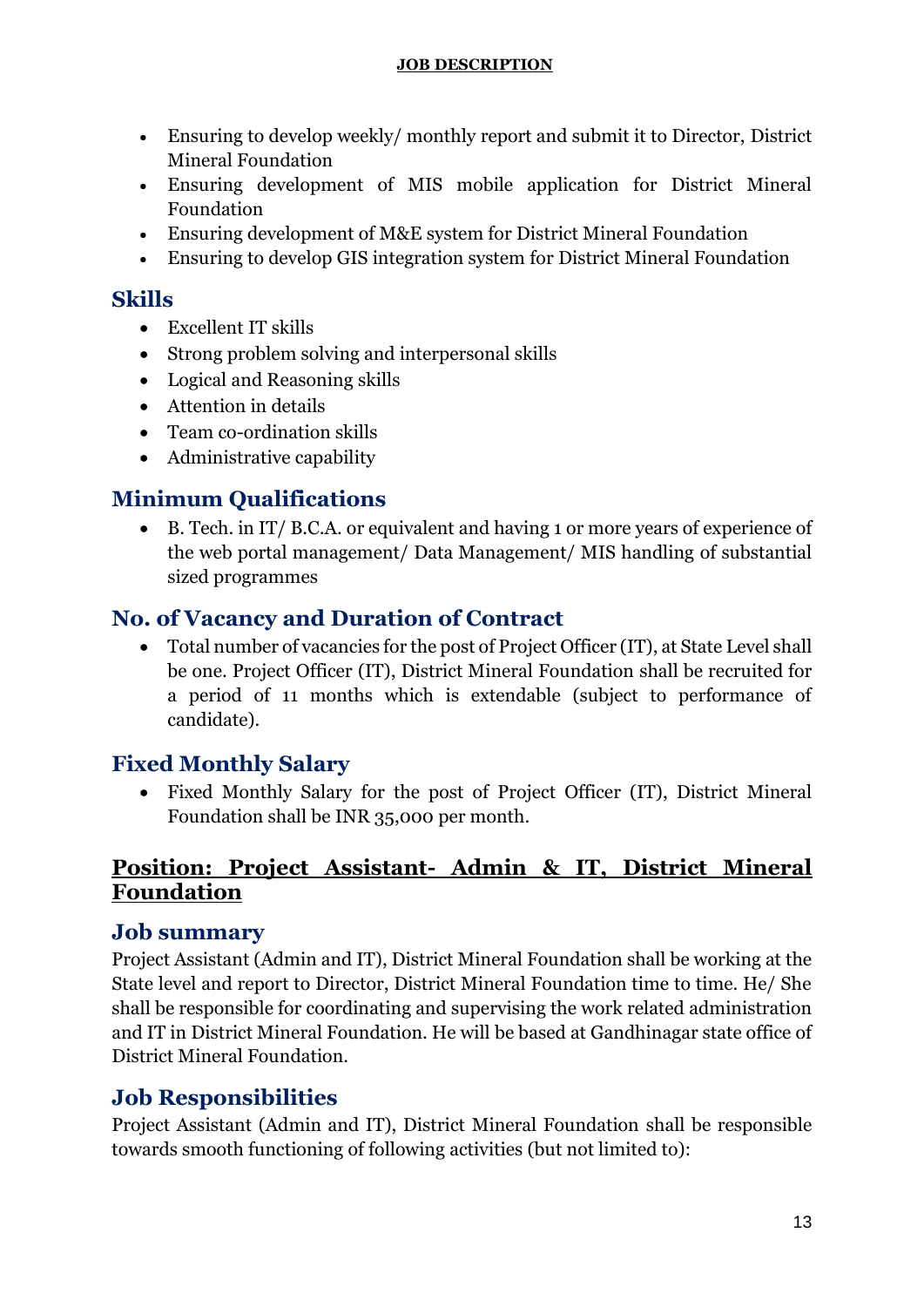- Ensuring to develop weekly/ monthly report and submit it to Director, District Mineral Foundation
- Ensuring development of MIS mobile application for District Mineral Foundation
- Ensuring development of M&E system for District Mineral Foundation
- Ensuring to develop GIS integration system for District Mineral Foundation

## Skills

- Excellent IT skills
- Strong problem solving and interpersonal skills
- Logical and Reasoning skills
- Attention in details
- Team co-ordination skills
- Administrative capability

## Minimum Qualifications

- B. Tech. in IT/ B.C.A. or equivalent and having 1 or more years of experience of the web portal management/ Data Management/ MIS handling of substantial sized programmes

## No. of Vacancy and Duration of Contract

- Total number of vacancies for the post of Project Officer (IT), at State Level shall be one. Project Officer (IT), District Mineral Foundation shall be recruited for a period of 11 months which is extendable (subject to performance of candidate).

## Fixed Monthly Salary

- Fixed Monthly Salary for the post of Project Officer (IT), District Mineral Foundation shall be INR 35,000 per month.

# Position: Project Assistant- Admin & IT, District Mineral Foundation

## Job summary

Project Assistant (Admin and IT), District Mineral Foundation shall be working at the State level and report to Director, District Mineral Foundation time to time. He/ She shall be responsible for coordinating and supervising the work related administration and IT in District Mineral Foundation. He will be based at Gandhinagar state office of District Mineral Foundation.

## Job Responsibilities

Project Assistant (Admin and IT), District Mineral Foundation shall be responsible towards smooth functioning of following activities (but not limited to):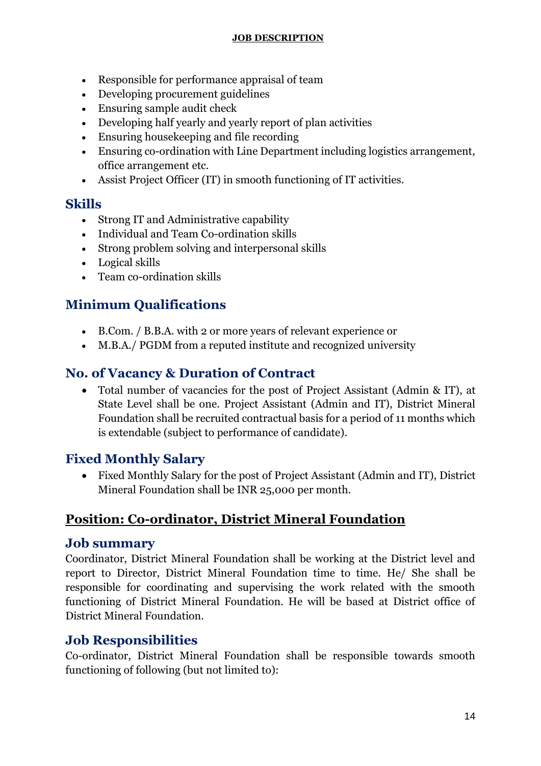- Responsible for performance appraisal of team
- Developing procurement guidelines
- Ensuring sample audit check
- Developing half yearly and yearly report of plan activities
- Ensuring housekeeping and file recording
- Ensuring co-ordination with Line Department including logistics arrangement, office arrangement etc.
- Assist Project Officer (IT) in smooth functioning of IT activities.

## Skills

- Strong IT and Administrative capability
- Individual and Team Co-ordination skills
- Strong problem solving and interpersonal skills
- Logical skills
- Team co-ordination skills

## Minimum Qualifications

- B.Com. / B.B.A. with 2 or more years of relevant experience or
- M.B.A./ PGDM from a reputed institute and recognized university

## No. of Vacancy & Duration of Contract

- Total number of vacancies for the post of Project Assistant (Admin & IT), at State Level shall be one. Project Assistant (Admin and IT), District Mineral Foundation shall be recruited contractual basis for a period of 11 months which is extendable (subject to performance of candidate).

## Fixed Monthly Salary

- Fixed Monthly Salary for the post of Project Assistant (Admin and IT), District Mineral Foundation shall be INR 25,000 per month.

# Position: Co-ordinator, District Mineral Foundation

## Job summary

Coordinator, District Mineral Foundation shall be working at the District level and report to Director, District Mineral Foundation time to time. He/ She shall be responsible for coordinating and supervising the work related with the smooth functioning of District Mineral Foundation. He will be based at District office of District Mineral Foundation.

## Job Responsibilities

Co-ordinator, District Mineral Foundation shall be responsible towards smooth functioning of following (but not limited to):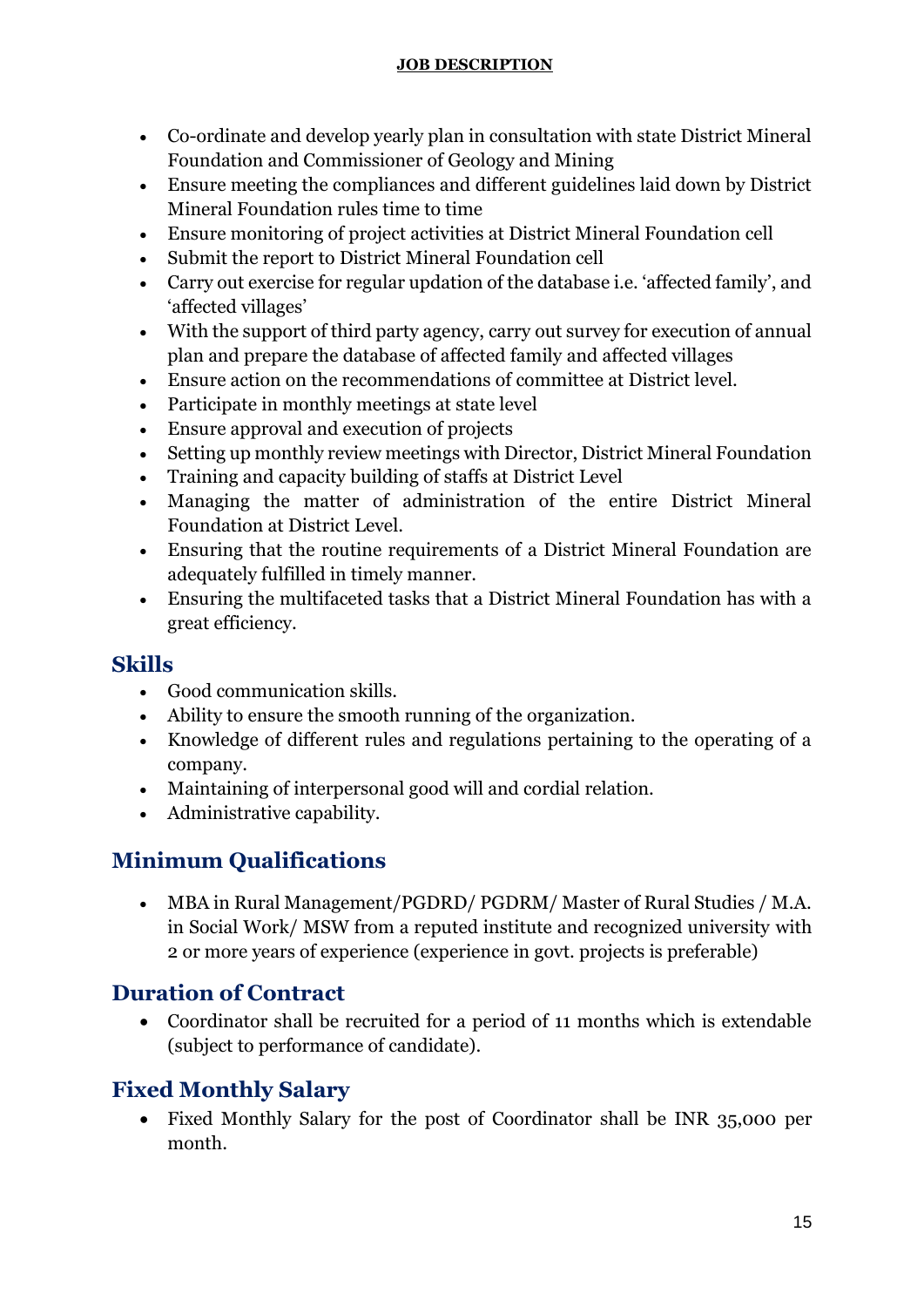**JOB DESCRIPTION**

- Co-ordinate and develop yearly plan in consultation with state District Mineral Foundation and Commissioner of Geology and Mining
- Ensure meeting the compliances and different guidelines laid down by District Mineral Foundation rules time to time
- Ensure monitoring of project activities at District Mineral Foundation cell
- Submit the report to District Mineral Foundation cell
- Carry out exercise for regular updation of the database i.e. 'affected family', and 'affected villages'
- With the support of third party agency, carry out survey for execution of annual plan and prepare the database of affected family and affected villages
- Ensure action on the recommendations of committee at District level.
- Participate in monthly meetings at state level
- Ensure approval and execution of projects
- Setting up monthly review meetings with Director, District Mineral Foundation
- Training and capacity building of staffs at District Level
- Managing the matter of administration of the entire District Mineral Foundation at District Level.
- Ensuring that the routine requirements of a District Mineral Foundation are adequately fulfilled in timely manner.
- Ensuring the multifaceted tasks that a District Mineral Foundation has with a great efficiency.

## Skills

- Good communication skills.
- Ability to ensure the smooth running of the organization.
- Knowledge of different rules and regulations pertaining to the operating of a company.
- Maintaining of interpersonal good will and cordial relation.
- Administrative capability.

## Minimum Qualifications

- MBA in Rural Management/PGDRD/ PGDRM/ Master of Rural Studies / M.A. in Social Work/ MSW from a reputed institute and recognized university with 2 or more years of experience (experience in govt. projects is preferable)

## Duration of Contract

- Coordinator shall be recruited for a period of 11 months which is extendable (subject to performance of candidate).

## Fixed Monthly Salary

- Fixed Monthly Salary for the post of Coordinator shall be INR 35,000 per month.